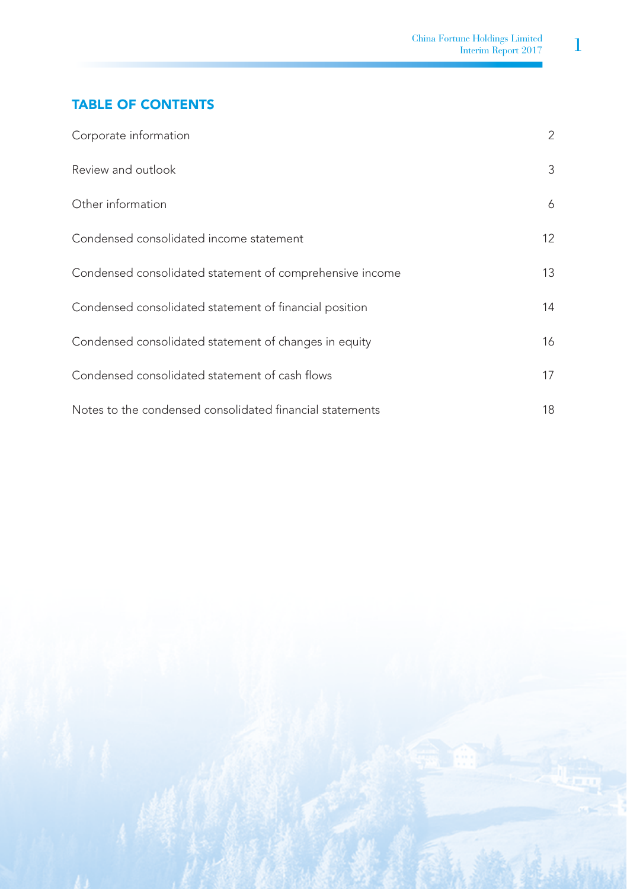## TABLE OF CONTENTS

| | |
|---|---|
| Corporate information | 2 |
| Review and outlook | 3 |
| Other information | 6 |
| Condensed consolidated income statement | 12 |
| Condensed consolidated statement of comprehensive income | 13 |
| Condensed consolidated statement of financial position | 14 |
| Condensed consolidated statement of changes in equity | 16 |
| Condensed consolidated statement of cash flows | 17 |
| Notes to the condensed consolidated financial statements | 18 |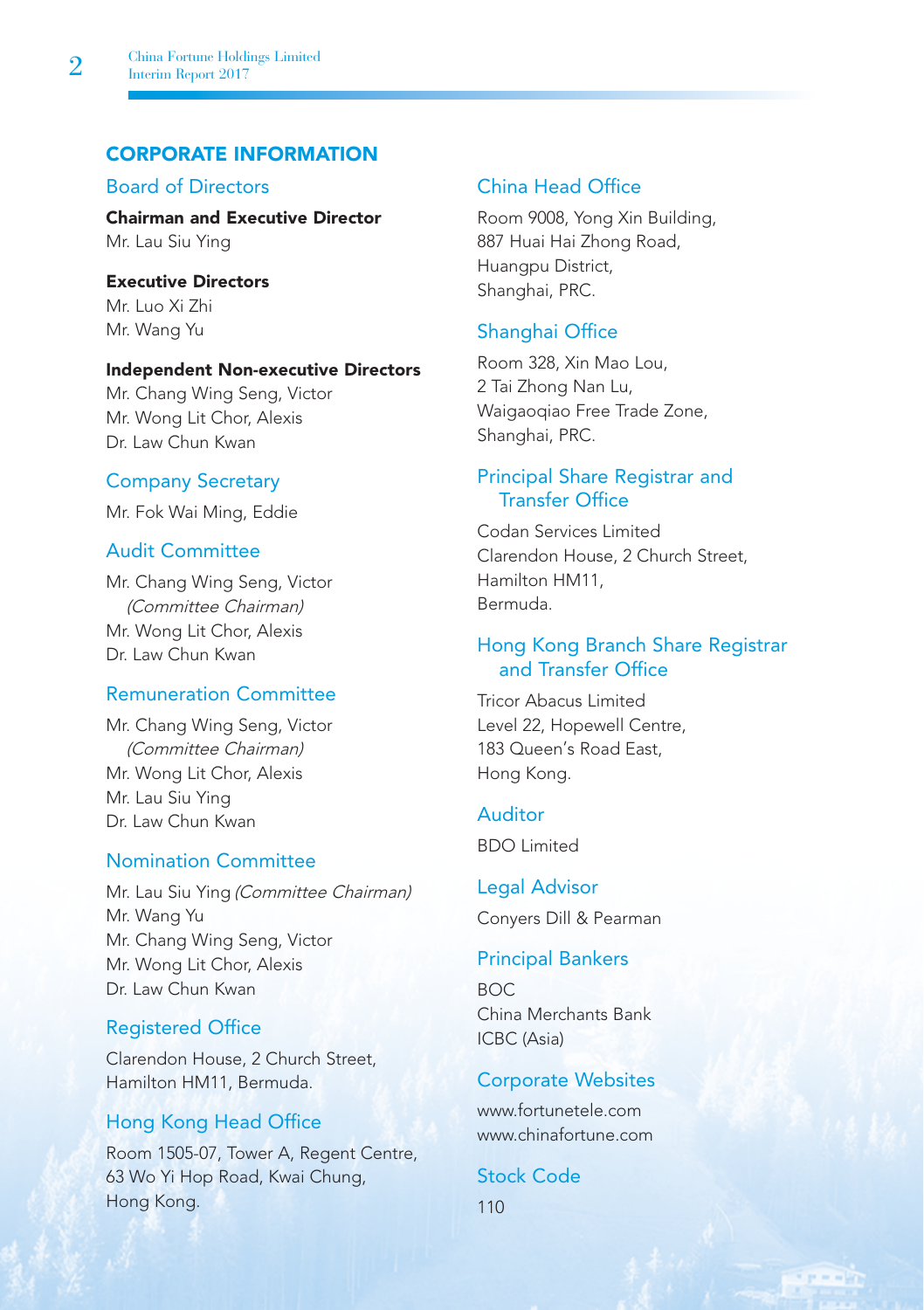# CORPORATE INFORMATION

## Board of Directors

**Chairman and Executive Director**
Mr. Lau Siu Ying

**Executive Directors**
Mr. Luo Xi Zhi
Mr. Wang Yu

**Independent Non-executive Directors**
Mr. Chang Wing Seng, Victor
Mr. Wong Lit Chor, Alexis
Dr. Law Chun Kwan

## Company Secretary

Mr. Fok Wai Ming, Eddie

## Audit Committee

Mr. Chang Wing Seng, Victor
*(Committee Chairman)*
Mr. Wong Lit Chor, Alexis
Dr. Law Chun Kwan

## Remuneration Committee

Mr. Chang Wing Seng, Victor
*(Committee Chairman)*
Mr. Wong Lit Chor, Alexis
Mr. Lau Siu Ying
Dr. Law Chun Kwan

## Nomination Committee

Mr. Lau Siu Ying *(Committee Chairman)*
Mr. Wang Yu
Mr. Chang Wing Seng, Victor
Mr. Wong Lit Chor, Alexis
Dr. Law Chun Kwan

## Registered Office

Clarendon House, 2 Church Street,
Hamilton HM11, Bermuda.

## Hong Kong Head Office

Room 1505-07, Tower A, Regent Centre,
63 Wo Yi Hop Road, Kwai Chung,
Hong Kong.

## China Head Office

Room 9008, Yong Xin Building,
887 Huai Hai Zhong Road,
Huangpu District,
Shanghai, PRC.

## Shanghai Office

Room 328, Xin Mao Lou,
2 Tai Zhong Nan Lu,
Waigaoqiao Free Trade Zone,
Shanghai, PRC.

## Principal Share Registrar and Transfer Office

Codan Services Limited
Clarendon House, 2 Church Street,
Hamilton HM11,
Bermuda.

## Hong Kong Branch Share Registrar and Transfer Office

Tricor Abacus Limited
Level 22, Hopewell Centre,
183 Queen's Road East,
Hong Kong.

## Auditor

BDO Limited

## Legal Advisor

Conyers Dill & Pearman

## Principal Bankers

BOC
China Merchants Bank
ICBC (Asia)

## Corporate Websites

www.fortunetele.com
www.chinafortune.com

## Stock Code

110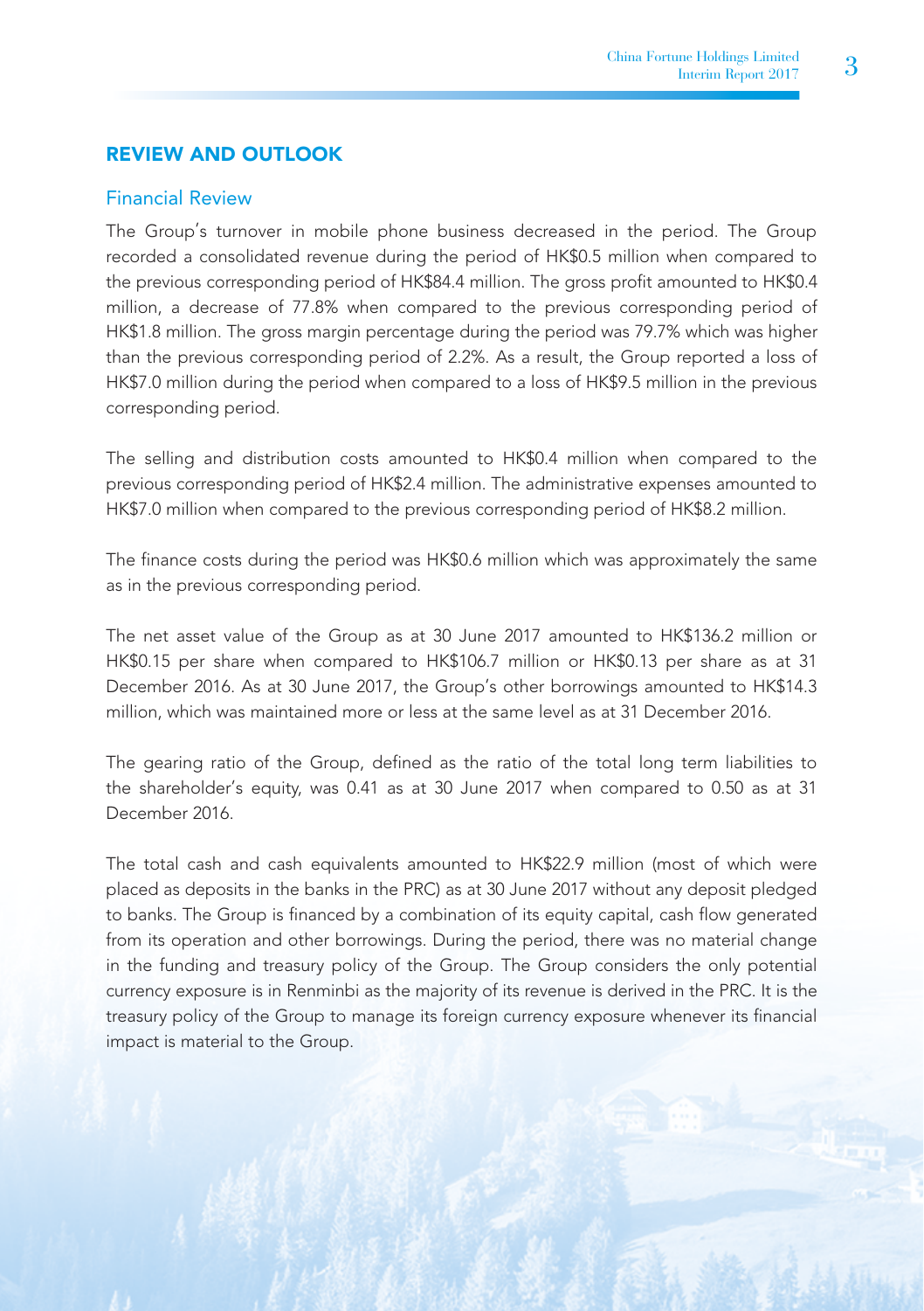## REVIEW AND OUTLOOK

### Financial Review

The Group's turnover in mobile phone business decreased in the period. The Group recorded a consolidated revenue during the period of HK$0.5 million when compared to the previous corresponding period of HK$84.4 million. The gross profit amounted to HK$0.4 million, a decrease of 77.8% when compared to the previous corresponding period of HK$1.8 million. The gross margin percentage during the period was 79.7% which was higher than the previous corresponding period of 2.2%. As a result, the Group reported a loss of HK$7.0 million during the period when compared to a loss of HK$9.5 million in the previous corresponding period.

The selling and distribution costs amounted to HK$0.4 million when compared to the previous corresponding period of HK$2.4 million. The administrative expenses amounted to HK$7.0 million when compared to the previous corresponding period of HK$8.2 million.

The finance costs during the period was HK$0.6 million which was approximately the same as in the previous corresponding period.

The net asset value of the Group as at 30 June 2017 amounted to HK$136.2 million or HK$0.15 per share when compared to HK$106.7 million or HK$0.13 per share as at 31 December 2016. As at 30 June 2017, the Group's other borrowings amounted to HK$14.3 million, which was maintained more or less at the same level as at 31 December 2016.

The gearing ratio of the Group, defined as the ratio of the total long term liabilities to the shareholder's equity, was 0.41 as at 30 June 2017 when compared to 0.50 as at 31 December 2016.

The total cash and cash equivalents amounted to HK$22.9 million (most of which were placed as deposits in the banks in the PRC) as at 30 June 2017 without any deposit pledged to banks. The Group is financed by a combination of its equity capital, cash flow generated from its operation and other borrowings. During the period, there was no material change in the funding and treasury policy of the Group. The Group considers the only potential currency exposure is in Renminbi as the majority of its revenue is derived in the PRC. It is the treasury policy of the Group to manage its foreign currency exposure whenever its financial impact is material to the Group.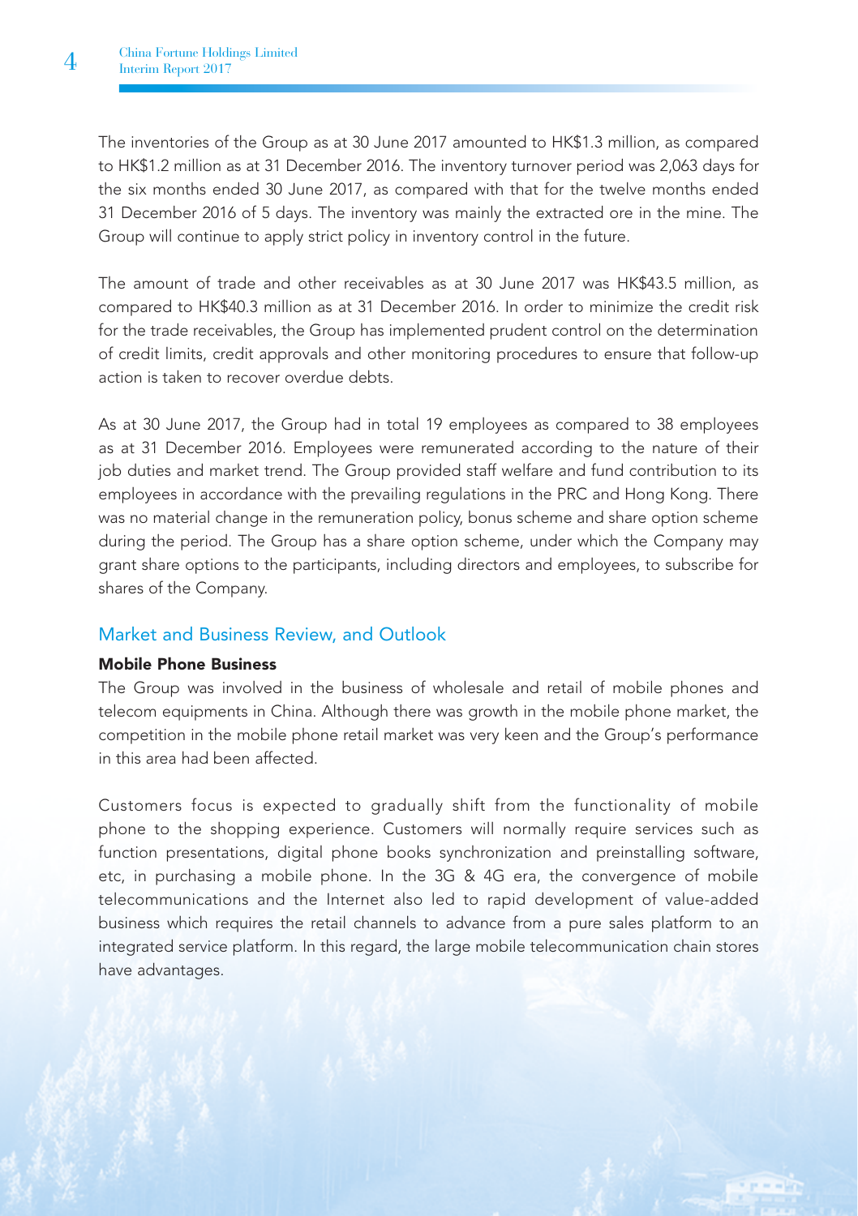The inventories of the Group as at 30 June 2017 amounted to HK$1.3 million, as compared to HK$1.2 million as at 31 December 2016. The inventory turnover period was 2,063 days for the six months ended 30 June 2017, as compared with that for the twelve months ended 31 December 2016 of 5 days. The inventory was mainly the extracted ore in the mine. The Group will continue to apply strict policy in inventory control in the future.

The amount of trade and other receivables as at 30 June 2017 was HK$43.5 million, as compared to HK$40.3 million as at 31 December 2016. In order to minimize the credit risk for the trade receivables, the Group has implemented prudent control on the determination of credit limits, credit approvals and other monitoring procedures to ensure that follow-up action is taken to recover overdue debts.

As at 30 June 2017, the Group had in total 19 employees as compared to 38 employees as at 31 December 2016. Employees were remunerated according to the nature of their job duties and market trend. The Group provided staff welfare and fund contribution to its employees in accordance with the prevailing regulations in the PRC and Hong Kong. There was no material change in the remuneration policy, bonus scheme and share option scheme during the period. The Group has a share option scheme, under which the Company may grant share options to the participants, including directors and employees, to subscribe for shares of the Company.

## Market and Business Review, and Outlook

### Mobile Phone Business

The Group was involved in the business of wholesale and retail of mobile phones and telecom equipments in China. Although there was growth in the mobile phone market, the competition in the mobile phone retail market was very keen and the Group's performance in this area had been affected.

Customers focus is expected to gradually shift from the functionality of mobile phone to the shopping experience. Customers will normally require services such as function presentations, digital phone books synchronization and preinstalling software, etc, in purchasing a mobile phone. In the 3G & 4G era, the convergence of mobile telecommunications and the Internet also led to rapid development of value-added business which requires the retail channels to advance from a pure sales platform to an integrated service platform. In this regard, the large mobile telecommunication chain stores have advantages.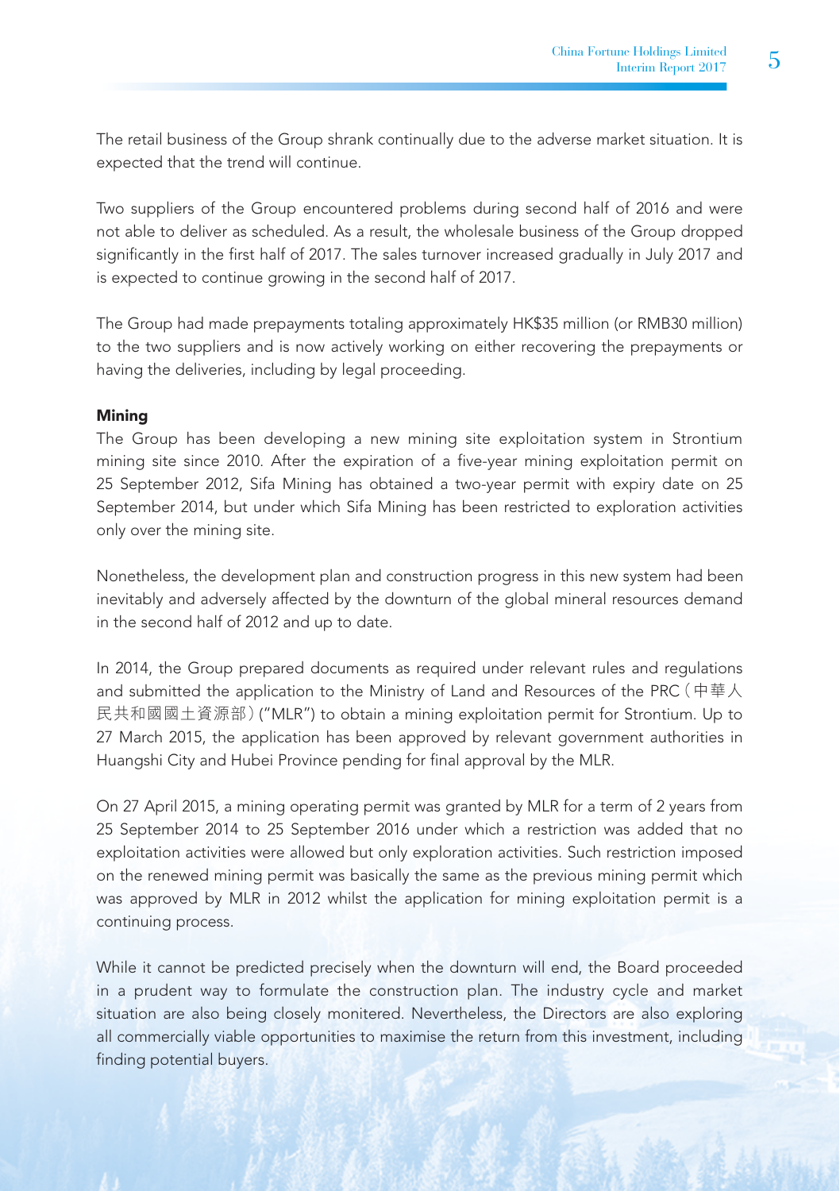The retail business of the Group shrank continually due to the adverse market situation. It is expected that the trend will continue.

Two suppliers of the Group encountered problems during second half of 2016 and were not able to deliver as scheduled. As a result, the wholesale business of the Group dropped significantly in the first half of 2017. The sales turnover increased gradually in July 2017 and is expected to continue growing in the second half of 2017.

The Group had made prepayments totaling approximately HK$35 million (or RMB30 million) to the two suppliers and is now actively working on either recovering the prepayments or having the deliveries, including by legal proceeding.

**Mining**

The Group has been developing a new mining site exploitation system in Strontium mining site since 2010. After the expiration of a five-year mining exploitation permit on 25 September 2012, Sifa Mining has obtained a two-year permit with expiry date on 25 September 2014, but under which Sifa Mining has been restricted to exploration activities only over the mining site.

Nonetheless, the development plan and construction progress in this new system had been inevitably and adversely affected by the downturn of the global mineral resources demand in the second half of 2012 and up to date.

In 2014, the Group prepared documents as required under relevant rules and regulations and submitted the application to the Ministry of Land and Resources of the PRC（中華人民共和國國土資源部）("MLR") to obtain a mining exploitation permit for Strontium. Up to 27 March 2015, the application has been approved by relevant government authorities in Huangshi City and Hubei Province pending for final approval by the MLR.

On 27 April 2015, a mining operating permit was granted by MLR for a term of 2 years from 25 September 2014 to 25 September 2016 under which a restriction was added that no exploitation activities were allowed but only exploration activities. Such restriction imposed on the renewed mining permit was basically the same as the previous mining permit which was approved by MLR in 2012 whilst the application for mining exploitation permit is a continuing process.

While it cannot be predicted precisely when the downturn will end, the Board proceeded in a prudent way to formulate the construction plan. The industry cycle and market situation are also being closely monitered. Nevertheless, the Directors are also exploring all commercially viable opportunities to maximise the return from this investment, including finding potential buyers.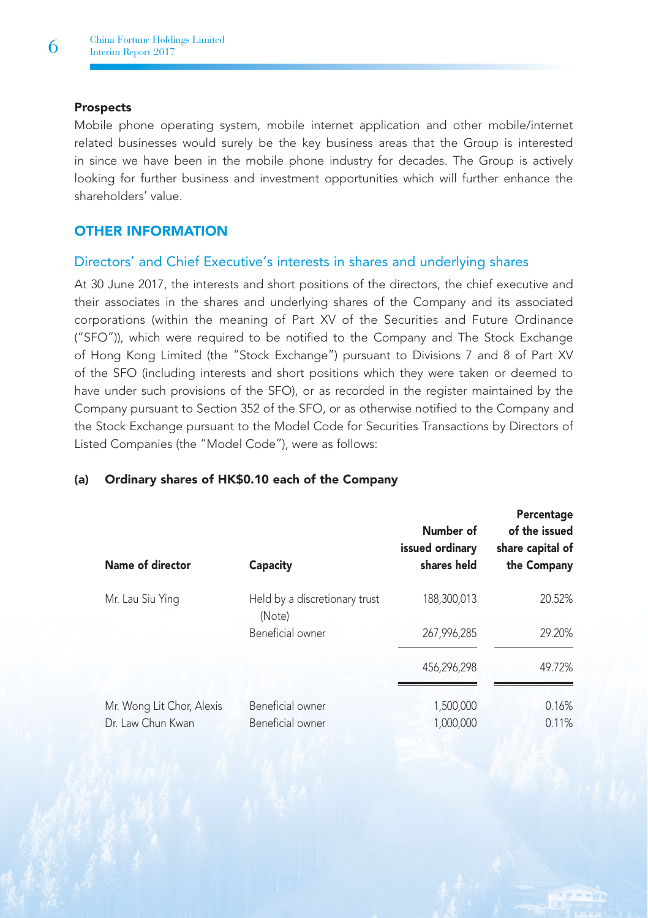### Prospects

Mobile phone operating system, mobile internet application and other mobile/internet related businesses would surely be the key business areas that the Group is interested in since we have been in the mobile phone industry for decades. The Group is actively looking for further business and investment opportunities which will further enhance the shareholders' value.

## OTHER INFORMATION

### Directors' and Chief Executive's interests in shares and underlying shares

At 30 June 2017, the interests and short positions of the directors, the chief executive and their associates in the shares and underlying shares of the Company and its associated corporations (within the meaning of Part XV of the Securities and Future Ordinance ("SFO")), which were required to be notified to the Company and The Stock Exchange of Hong Kong Limited (the "Stock Exchange") pursuant to Divisions 7 and 8 of Part XV of the SFO (including interests and short positions which they were taken or deemed to have under such provisions of the SFO), or as recorded in the register maintained by the Company pursuant to Section 352 of the SFO, or as otherwise notified to the Company and the Stock Exchange pursuant to the Model Code for Securities Transactions by Directors of Listed Companies (the "Model Code"), were as follows:

**(a) Ordinary shares of HK$0.10 each of the Company**

| Name of director | Capacity | Number of issued ordinary shares held | Percentage of the issued share capital of the Company |
|---|---|---|---|
| Mr. Lau Siu Ying | Held by a discretionary trust (Note) | 188,300,013 | 20.52% |
| | Beneficial owner | 267,996,285 | 29.20% |
| | | 456,296,298 | 49.72% |
| Mr. Wong Lit Chor, Alexis | Beneficial owner | 1,500,000 | 0.16% |
| Dr. Law Chun Kwan | Beneficial owner | 1,000,000 | 0.11% |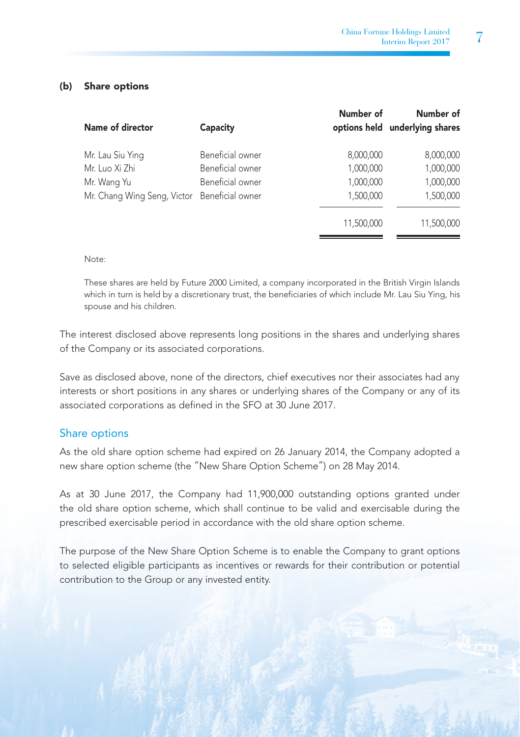### (b) Share options

| Name of director | Capacity | Number of options held | Number of underlying shares |
|---|---|---|---|
| Mr. Lau Siu Ying | Beneficial owner | 8,000,000 | 8,000,000 |
| Mr. Luo Xi Zhi | Beneficial owner | 1,000,000 | 1,000,000 |
| Mr. Wang Yu | Beneficial owner | 1,000,000 | 1,000,000 |
| Mr. Chang Wing Seng, Victor | Beneficial owner | 1,500,000 | 1,500,000 |
| | | 11,500,000 | 11,500,000 |

Note:

These shares are held by Future 2000 Limited, a company incorporated in the British Virgin Islands which in turn is held by a discretionary trust, the beneficiaries of which include Mr. Lau Siu Ying, his spouse and his children.

The interest disclosed above represents long positions in the shares and underlying shares of the Company or its associated corporations.

Save as disclosed above, none of the directors, chief executives nor their associates had any interests or short positions in any shares or underlying shares of the Company or any of its associated corporations as defined in the SFO at 30 June 2017.

## Share options

As the old share option scheme had expired on 26 January 2014, the Company adopted a new share option scheme (the "New Share Option Scheme") on 28 May 2014.

As at 30 June 2017, the Company had 11,900,000 outstanding options granted under the old share option scheme, which shall continue to be valid and exercisable during the prescribed exercisable period in accordance with the old share option scheme.

The purpose of the New Share Option Scheme is to enable the Company to grant options to selected eligible participants as incentives or rewards for their contribution or potential contribution to the Group or any invested entity.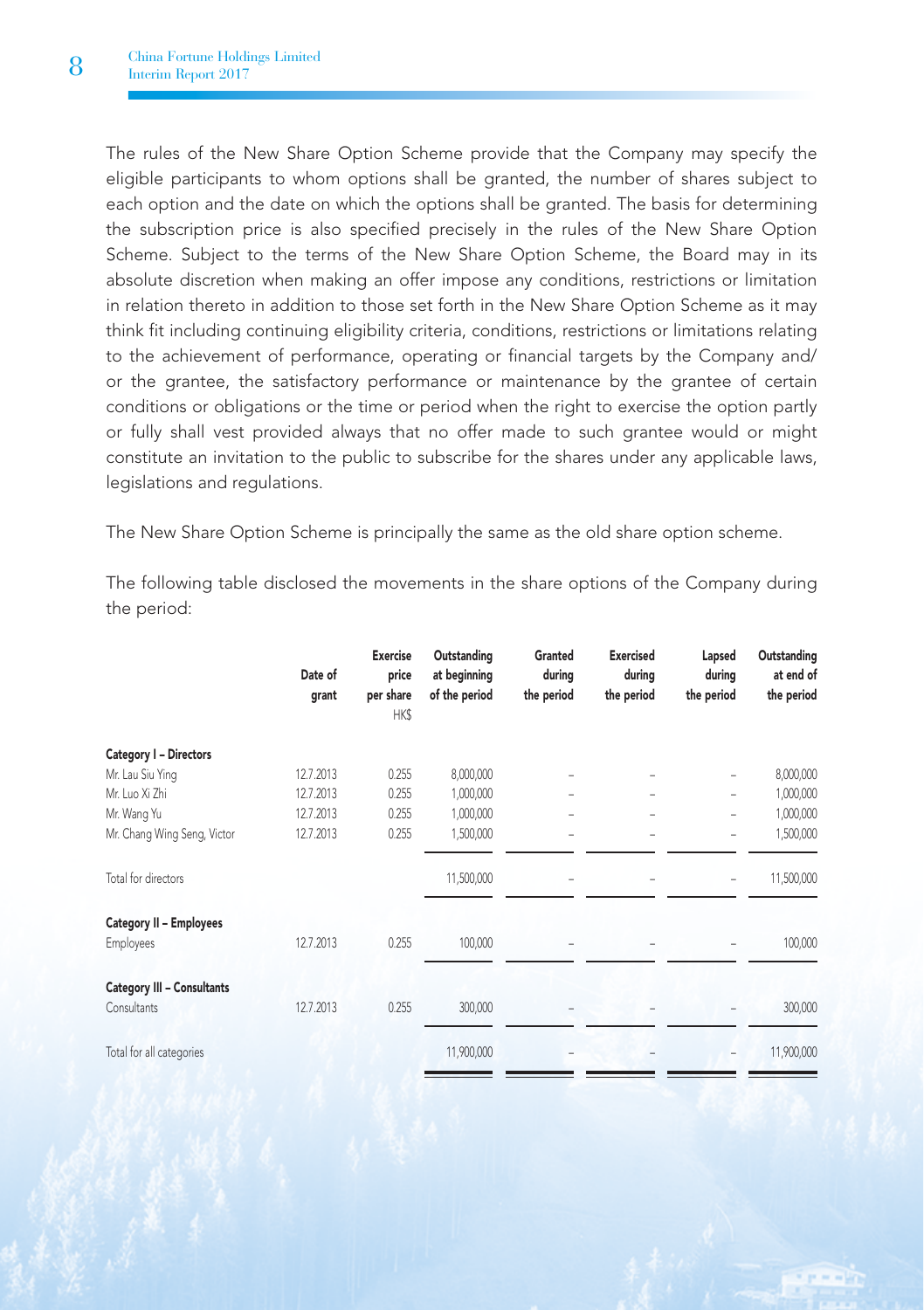The rules of the New Share Option Scheme provide that the Company may specify the eligible participants to whom options shall be granted, the number of shares subject to each option and the date on which the options shall be granted. The basis for determining the subscription price is also specified precisely in the rules of the New Share Option Scheme. Subject to the terms of the New Share Option Scheme, the Board may in its absolute discretion when making an offer impose any conditions, restrictions or limitation in relation thereto in addition to those set forth in the New Share Option Scheme as it may think fit including continuing eligibility criteria, conditions, restrictions or limitations relating to the achievement of performance, operating or financial targets by the Company and/or the grantee, the satisfactory performance or maintenance by the grantee of certain conditions or obligations or the time or period when the right to exercise the option partly or fully shall vest provided always that no offer made to such grantee would or might constitute an invitation to the public to subscribe for the shares under any applicable laws, legislations and regulations.

The New Share Option Scheme is principally the same as the old share option scheme.

The following table disclosed the movements in the share options of the Company during the period:

| | Date of grant | Exercise price per share HK$ | Outstanding at beginning of the period | Granted during the period | Exercised during the period | Lapsed during the period | Outstanding at end of the period |
|---|---|---|---|---|---|---|---|
| **Category I – Directors** | | | | | | | |
| Mr. Lau Siu Ying | 12.7.2013 | 0.255 | 8,000,000 | – | – | – | 8,000,000 |
| Mr. Luo Xi Zhi | 12.7.2013 | 0.255 | 1,000,000 | – | – | – | 1,000,000 |
| Mr. Wang Yu | 12.7.2013 | 0.255 | 1,000,000 | – | – | – | 1,000,000 |
| Mr. Chang Wing Seng, Victor | 12.7.2013 | 0.255 | 1,500,000 | – | – | – | 1,500,000 |
| Total for directors | | | 11,500,000 | – | – | – | 11,500,000 |
| **Category II – Employees** | | | | | | | |
| Employees | 12.7.2013 | 0.255 | 100,000 | – | – | – | 100,000 |
| **Category III – Consultants** | | | | | | | |
| Consultants | 12.7.2013 | 0.255 | 300,000 | – | – | – | 300,000 |
| Total for all categories | | | 11,900,000 | – | – | – | 11,900,000 |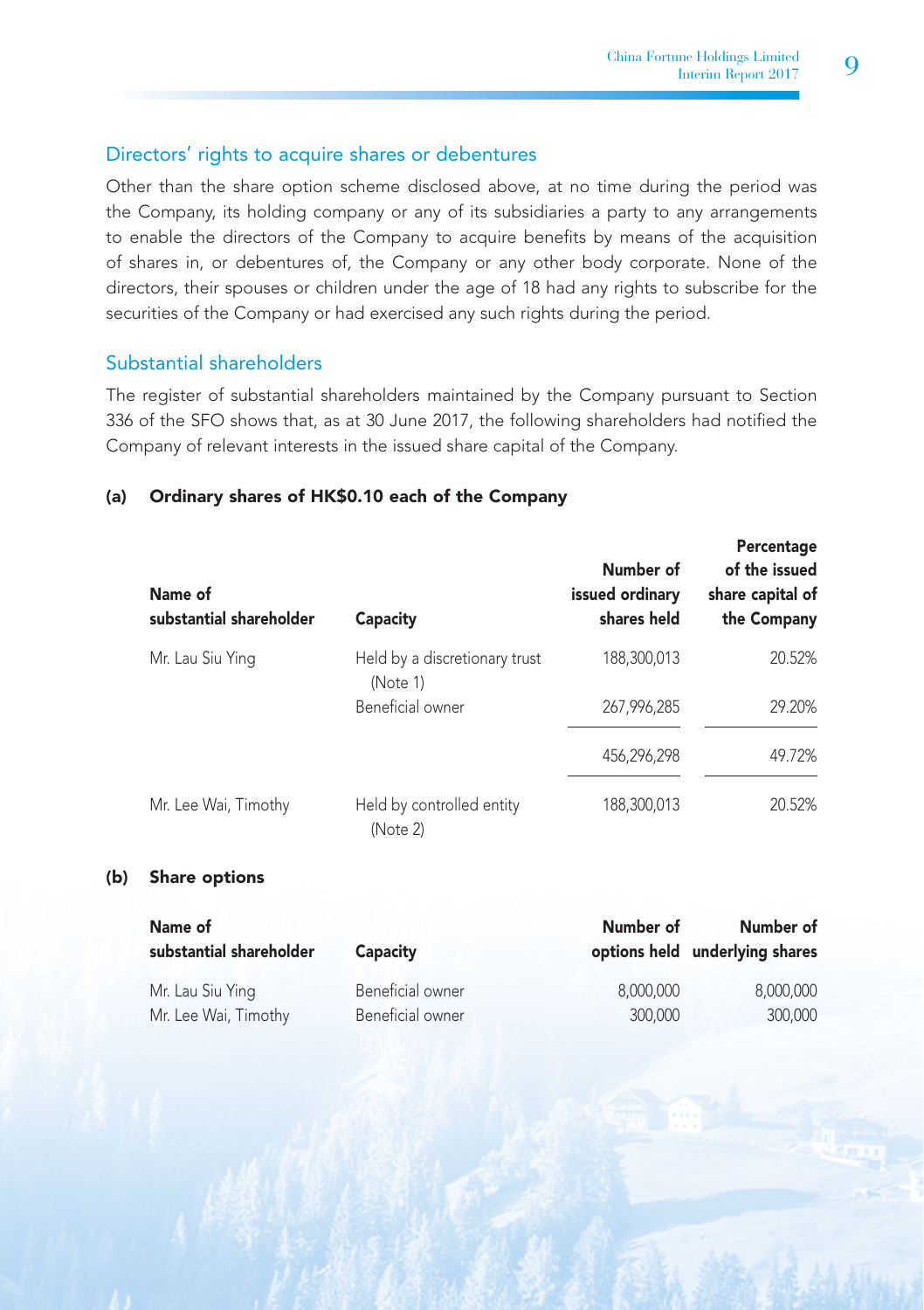## Directors' rights to acquire shares or debentures

Other than the share option scheme disclosed above, at no time during the period was the Company, its holding company or any of its subsidiaries a party to any arrangements to enable the directors of the Company to acquire benefits by means of the acquisition of shares in, or debentures of, the Company or any other body corporate. None of the directors, their spouses or children under the age of 18 had any rights to subscribe for the securities of the Company or had exercised any such rights during the period.

## Substantial shareholders

The register of substantial shareholders maintained by the Company pursuant to Section 336 of the SFO shows that, as at 30 June 2017, the following shareholders had notified the Company of relevant interests in the issued share capital of the Company.

### (a) Ordinary shares of HK$0.10 each of the Company

| Name of substantial shareholder | Capacity | Number of issued ordinary shares held | Percentage of the issued share capital of the Company |
|---|---|---|---|
| Mr. Lau Siu Ying | Held by a discretionary trust (Note 1) | 188,300,013 | 20.52% |
| | Beneficial owner | 267,996,285 | 29.20% |
| | | 456,296,298 | 49.72% |
| Mr. Lee Wai, Timothy | Held by controlled entity (Note 2) | 188,300,013 | 20.52% |

### (b) Share options

| Name of substantial shareholder | Capacity | Number of options held | Number of underlying shares |
|---|---|---|---|
| Mr. Lau Siu Ying | Beneficial owner | 8,000,000 | 8,000,000 |
| Mr. Lee Wai, Timothy | Beneficial owner | 300,000 | 300,000 |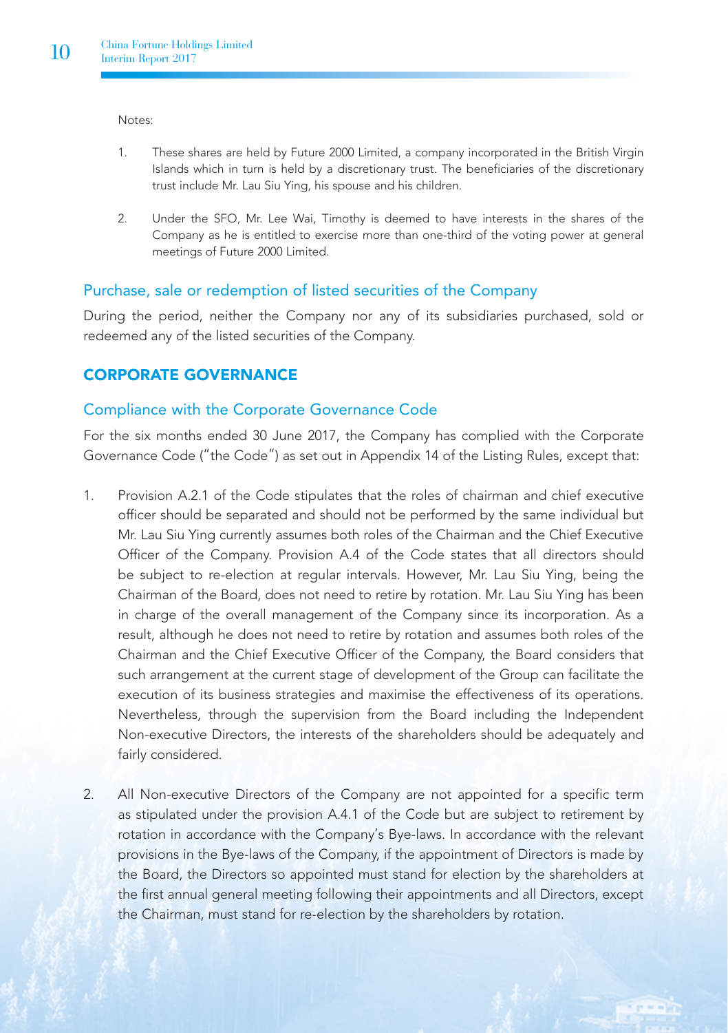Notes:

1. These shares are held by Future 2000 Limited, a company incorporated in the British Virgin Islands which in turn is held by a discretionary trust. The beneficiaries of the discretionary trust include Mr. Lau Siu Ying, his spouse and his children.

2. Under the SFO, Mr. Lee Wai, Timothy is deemed to have interests in the shares of the Company as he is entitled to exercise more than one-third of the voting power at general meetings of Future 2000 Limited.

### Purchase, sale or redemption of listed securities of the Company

During the period, neither the Company nor any of its subsidiaries purchased, sold or redeemed any of the listed securities of the Company.

## CORPORATE GOVERNANCE

### Compliance with the Corporate Governance Code

For the six months ended 30 June 2017, the Company has complied with the Corporate Governance Code ("the Code") as set out in Appendix 14 of the Listing Rules, except that:

1. Provision A.2.1 of the Code stipulates that the roles of chairman and chief executive officer should be separated and should not be performed by the same individual but Mr. Lau Siu Ying currently assumes both roles of the Chairman and the Chief Executive Officer of the Company. Provision A.4 of the Code states that all directors should be subject to re-election at regular intervals. However, Mr. Lau Siu Ying, being the Chairman of the Board, does not need to retire by rotation. Mr. Lau Siu Ying has been in charge of the overall management of the Company since its incorporation. As a result, although he does not need to retire by rotation and assumes both roles of the Chairman and the Chief Executive Officer of the Company, the Board considers that such arrangement at the current stage of development of the Group can facilitate the execution of its business strategies and maximise the effectiveness of its operations. Nevertheless, through the supervision from the Board including the Independent Non-executive Directors, the interests of the shareholders should be adequately and fairly considered.

2. All Non-executive Directors of the Company are not appointed for a specific term as stipulated under the provision A.4.1 of the Code but are subject to retirement by rotation in accordance with the Company's Bye-laws. In accordance with the relevant provisions in the Bye-laws of the Company, if the appointment of Directors is made by the Board, the Directors so appointed must stand for election by the shareholders at the first annual general meeting following their appointments and all Directors, except the Chairman, must stand for re-election by the shareholders by rotation.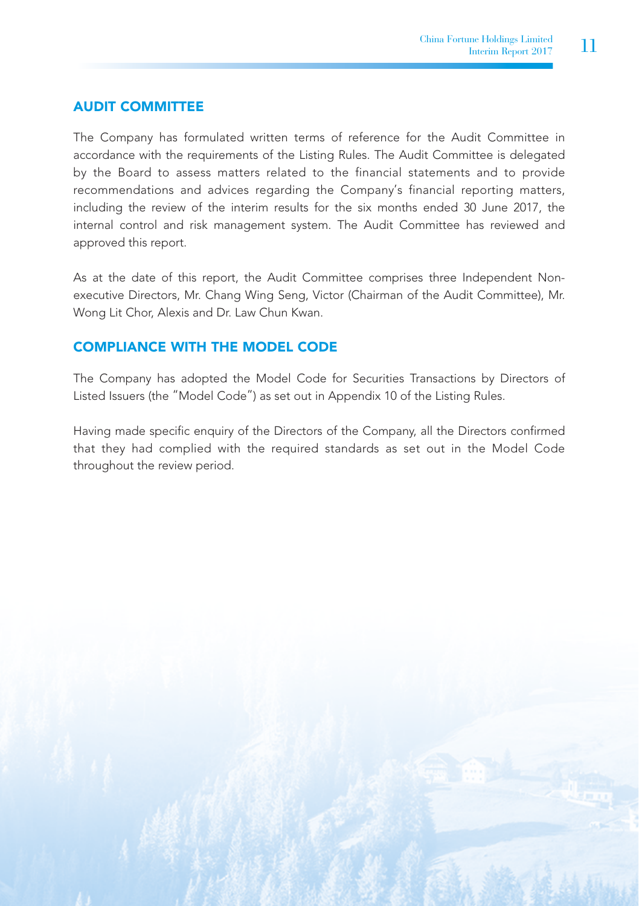## AUDIT COMMITTEE

The Company has formulated written terms of reference for the Audit Committee in accordance with the requirements of the Listing Rules. The Audit Committee is delegated by the Board to assess matters related to the financial statements and to provide recommendations and advices regarding the Company's financial reporting matters, including the review of the interim results for the six months ended 30 June 2017, the internal control and risk management system. The Audit Committee has reviewed and approved this report.

As at the date of this report, the Audit Committee comprises three Independent Non-executive Directors, Mr. Chang Wing Seng, Victor (Chairman of the Audit Committee), Mr. Wong Lit Chor, Alexis and Dr. Law Chun Kwan.

## COMPLIANCE WITH THE MODEL CODE

The Company has adopted the Model Code for Securities Transactions by Directors of Listed Issuers (the "Model Code") as set out in Appendix 10 of the Listing Rules.

Having made specific enquiry of the Directors of the Company, all the Directors confirmed that they had complied with the required standards as set out in the Model Code throughout the review period.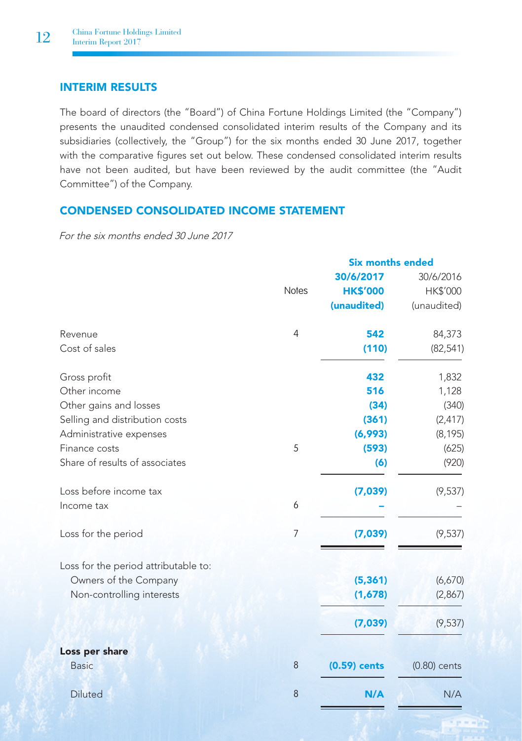## INTERIM RESULTS

The board of directors (the "Board") of China Fortune Holdings Limited (the "Company") presents the unaudited condensed consolidated interim results of the Company and its subsidiaries (collectively, the "Group") for the six months ended 30 June 2017, together with the comparative figures set out below. These condensed consolidated interim results have not been audited, but have been reviewed by the audit committee (the "Audit Committee") of the Company.

## CONDENSED CONSOLIDATED INCOME STATEMENT

*For the six months ended 30 June 2017*

| | Notes | Six months ended | |
|---|---|---|---|
| | | **30/6/2017** | 30/6/2016 |
| | | **HK$'000** | HK$'000 |
| | | **(unaudited)** | (unaudited) |
| Revenue | 4 | **542** | 84,373 |
| Cost of sales | | **(110)** | (82,541) |
| Gross profit | | **432** | 1,832 |
| Other income | | **516** | 1,128 |
| Other gains and losses | | **(34)** | (340) |
| Selling and distribution costs | | **(361)** | (2,417) |
| Administrative expenses | | **(6,993)** | (8,195) |
| Finance costs | 5 | **(593)** | (625) |
| Share of results of associates | | **(6)** | (920) |
| Loss before income tax | | **(7,039)** | (9,537) |
| Income tax | 6 | **–** | – |
| Loss for the period | 7 | **(7,039)** | (9,537) |
| Loss for the period attributable to: | | | |
| Owners of the Company | | **(5,361)** | (6,670) |
| Non-controlling interests | | **(1,678)** | (2,867) |
| | | **(7,039)** | (9,537) |
| **Loss per share** | | | |
| Basic | 8 | **(0.59) cents** | (0.80) cents |
| Diluted | 8 | **N/A** | N/A |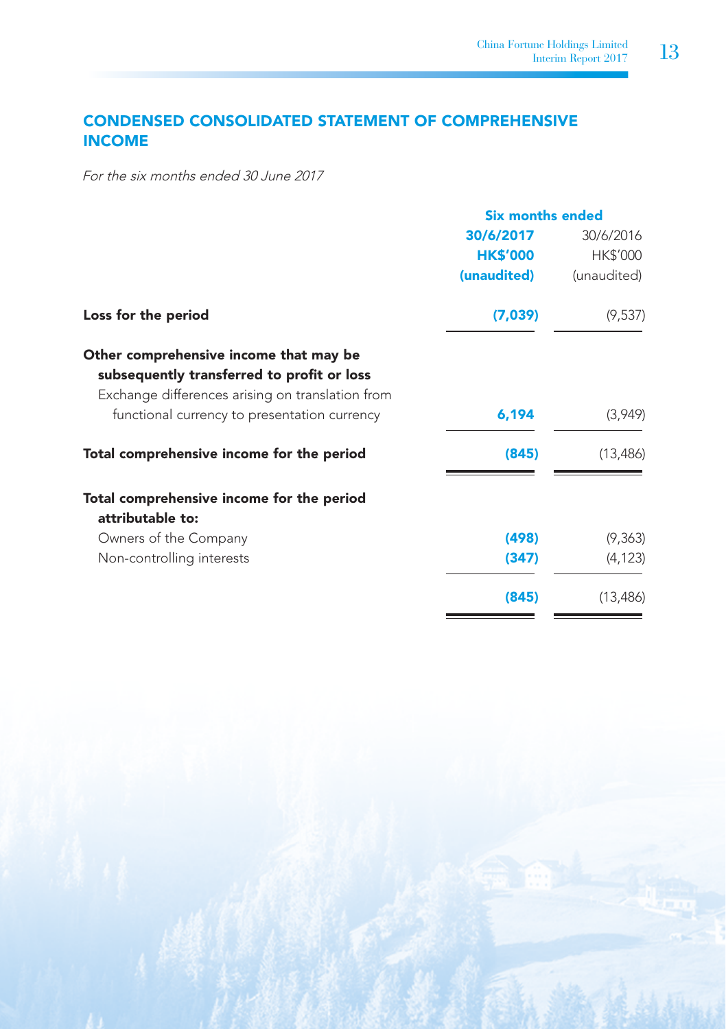## CONDENSED CONSOLIDATED STATEMENT OF COMPREHENSIVE INCOME

*For the six months ended 30 June 2017*

| | Six months ended | |
|---|---|---|
| | **30/6/2017** | 30/6/2016 |
| | **HK$'000** | HK$'000 |
| | **(unaudited)** | (unaudited) |
| **Loss for the period** | **(7,039)** | (9,537) |
| **Other comprehensive income that may be subsequently transferred to profit or loss** | | |
| Exchange differences arising on translation from functional currency to presentation currency | **6,194** | (3,949) |
| **Total comprehensive income for the period** | **(845)** | (13,486) |
| **Total comprehensive income for the period attributable to:** | | |
| Owners of the Company | **(498)** | (9,363) |
| Non-controlling interests | **(347)** | (4,123) |
| | **(845)** | (13,486) |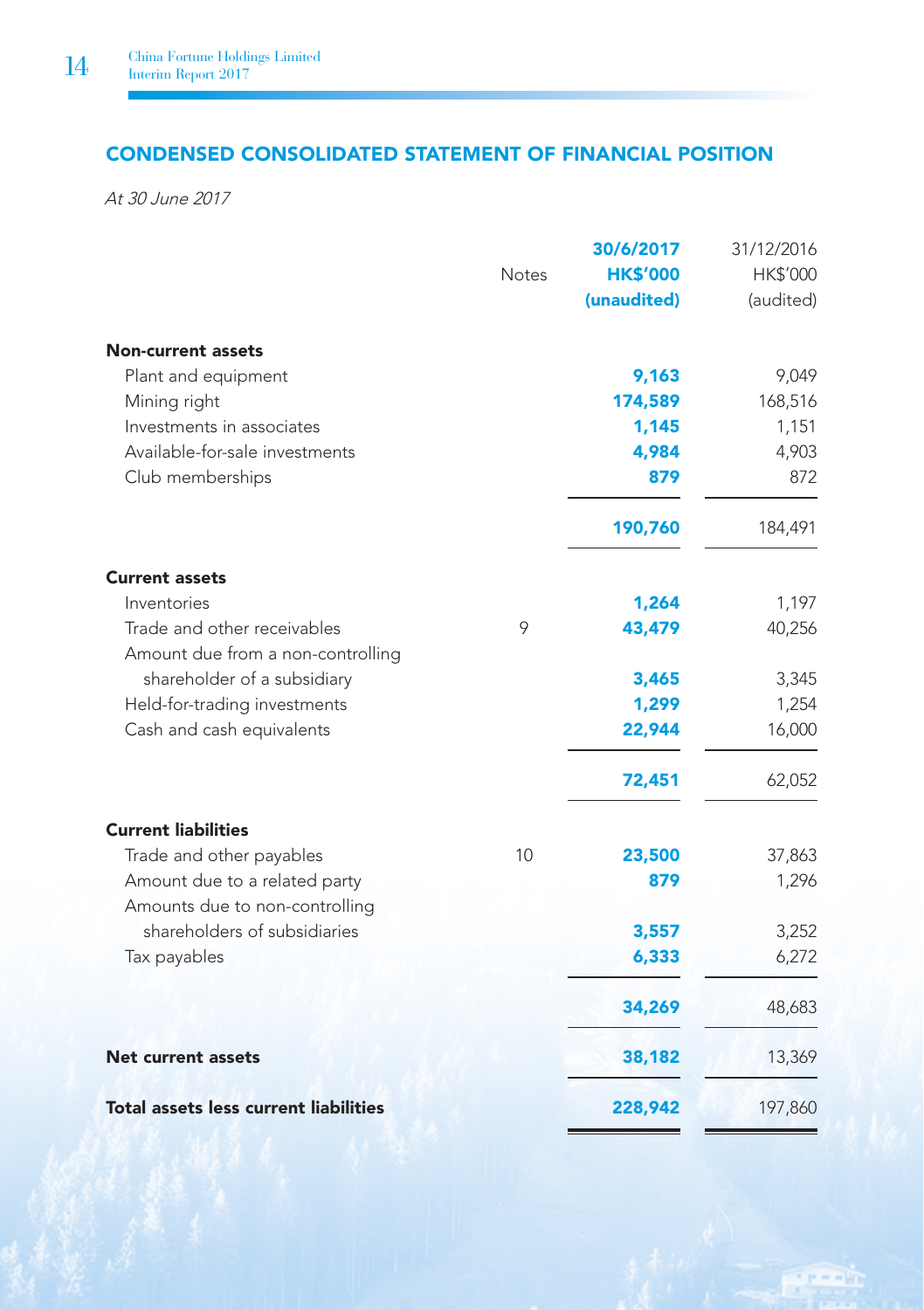## CONDENSED CONSOLIDATED STATEMENT OF FINANCIAL POSITION

*At 30 June 2017*

| | Notes | 30/6/2017 HK$'000 (unaudited) | 31/12/2016 HK$'000 (audited) |
|---|---|---|---|
| **Non-current assets** | | | |
| Plant and equipment | | **9,163** | 9,049 |
| Mining right | | **174,589** | 168,516 |
| Investments in associates | | **1,145** | 1,151 |
| Available-for-sale investments | | **4,984** | 4,903 |
| Club memberships | | **879** | 872 |
| | | **190,760** | 184,491 |
| **Current assets** | | | |
| Inventories | | **1,264** | 1,197 |
| Trade and other receivables | 9 | **43,479** | 40,256 |
| Amount due from a non-controlling shareholder of a subsidiary | | **3,465** | 3,345 |
| Held-for-trading investments | | **1,299** | 1,254 |
| Cash and cash equivalents | | **22,944** | 16,000 |
| | | **72,451** | 62,052 |
| **Current liabilities** | | | |
| Trade and other payables | 10 | **23,500** | 37,863 |
| Amount due to a related party | | **879** | 1,296 |
| Amounts due to non-controlling shareholders of subsidiaries | | **3,557** | 3,252 |
| Tax payables | | **6,333** | 6,272 |
| | | **34,269** | 48,683 |
| **Net current assets** | | **38,182** | 13,369 |
| **Total assets less current liabilities** | | **228,942** | 197,860 |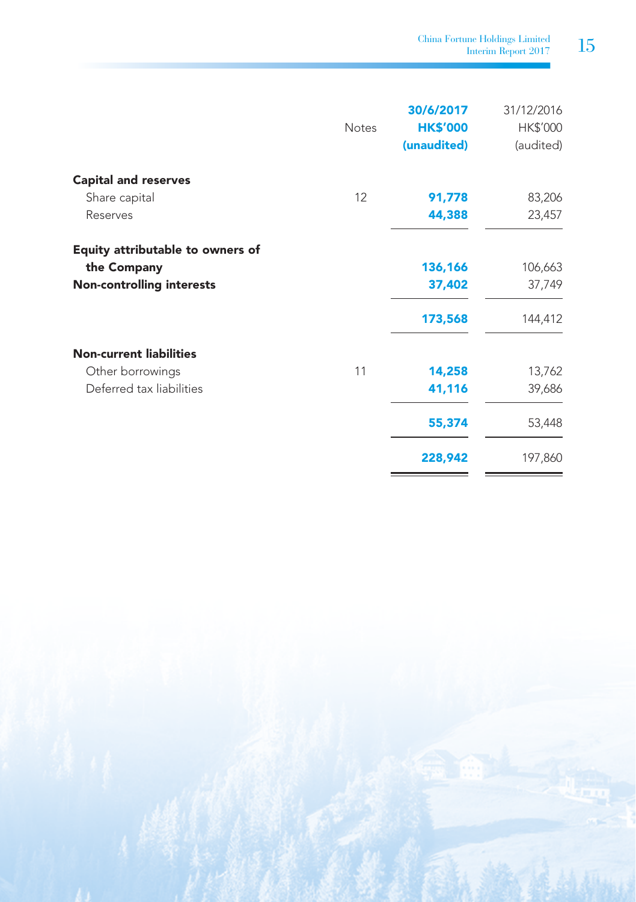| | Notes | 30/6/2017<br>HK$'000<br>(unaudited) | 31/12/2016<br>HK$'000<br>(audited) |
|---|---|---|---|
| **Capital and reserves** | | | |
| Share capital | 12 | **91,778** | 83,206 |
| Reserves | | **44,388** | 23,457 |
| **Equity attributable to owners of the Company** | | **136,166** | 106,663 |
| **Non-controlling interests** | | **37,402** | 37,749 |
| | | **173,568** | 144,412 |
| **Non-current liabilities** | | | |
| Other borrowings | 11 | **14,258** | 13,762 |
| Deferred tax liabilities | | **41,116** | 39,686 |
| | | **55,374** | 53,448 |
| | | **228,942** | 197,860 |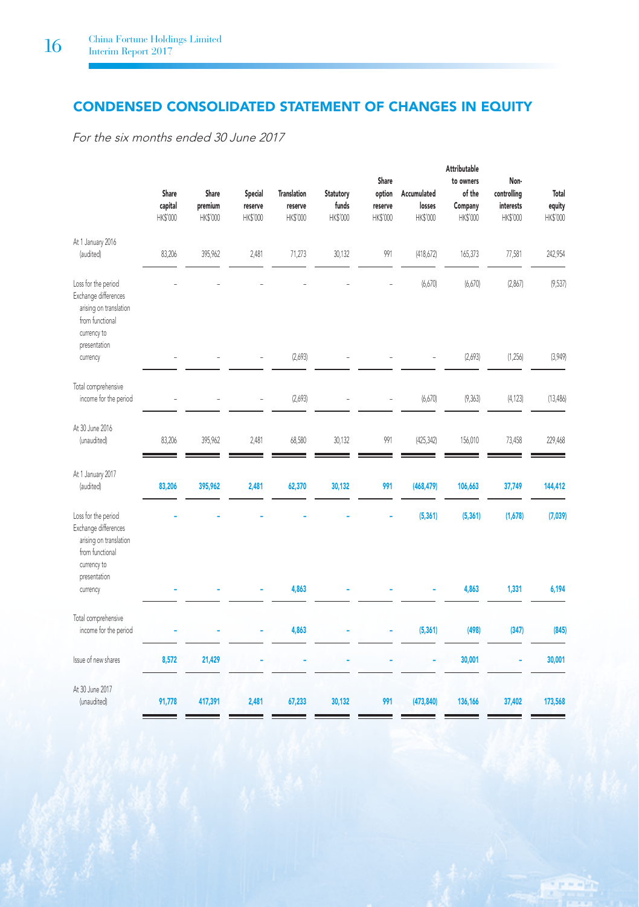## CONDENSED CONSOLIDATED STATEMENT OF CHANGES IN EQUITY

*For the six months ended 30 June 2017*

| | Share capital HK$'000 | Share premium HK$'000 | Special reserve HK$'000 | Translation reserve HK$'000 | Statutory funds HK$'000 | Share option reserve HK$'000 | Accumulated losses HK$'000 | Attributable to owners of the Company HK$'000 | Non-controlling interests HK$'000 | Total equity HK$'000 |
|---|---|---|---|---|---|---|---|---|---|---|
| At 1 January 2016 (audited) | 83,206 | 395,962 | 2,481 | 71,273 | 30,132 | 991 | (418,672) | 165,373 | 77,581 | 242,954 |
| Loss for the period | – | – | – | – | – | – | (6,670) | (6,670) | (2,867) | (9,537) |
| Exchange differences arising on translation from functional currency to presentation currency | – | – | – | (2,693) | – | – | – | (2,693) | (1,256) | (3,949) |
| Total comprehensive income for the period | – | – | – | (2,693) | – | – | (6,670) | (9,363) | (4,123) | (13,486) |
| At 30 June 2016 (unaudited) | 83,206 | 395,962 | 2,481 | 68,580 | 30,132 | 991 | (425,342) | 156,010 | 73,458 | 229,468 |
| At 1 January 2017 (audited) | **83,206** | **395,962** | **2,481** | **62,370** | **30,132** | **991** | **(468,479)** | **106,663** | **37,749** | **144,412** |
| Loss for the period | **–** | **–** | **–** | **–** | **–** | **–** | **(5,361)** | **(5,361)** | **(1,678)** | **(7,039)** |
| Exchange differences arising on translation from functional currency to presentation currency | **–** | **–** | **–** | **4,863** | **–** | **–** | **–** | **4,863** | **1,331** | **6,194** |
| Total comprehensive income for the period | **–** | **–** | **–** | **4,863** | **–** | **–** | **(5,361)** | **(498)** | **(347)** | **(845)** |
| Issue of new shares | **8,572** | **21,429** | **–** | **–** | **–** | **–** | **–** | **30,001** | **–** | **30,001** |
| At 30 June 2017 (unaudited) | **91,778** | **417,391** | **2,481** | **67,233** | **30,132** | **991** | **(473,840)** | **136,166** | **37,402** | **173,568** |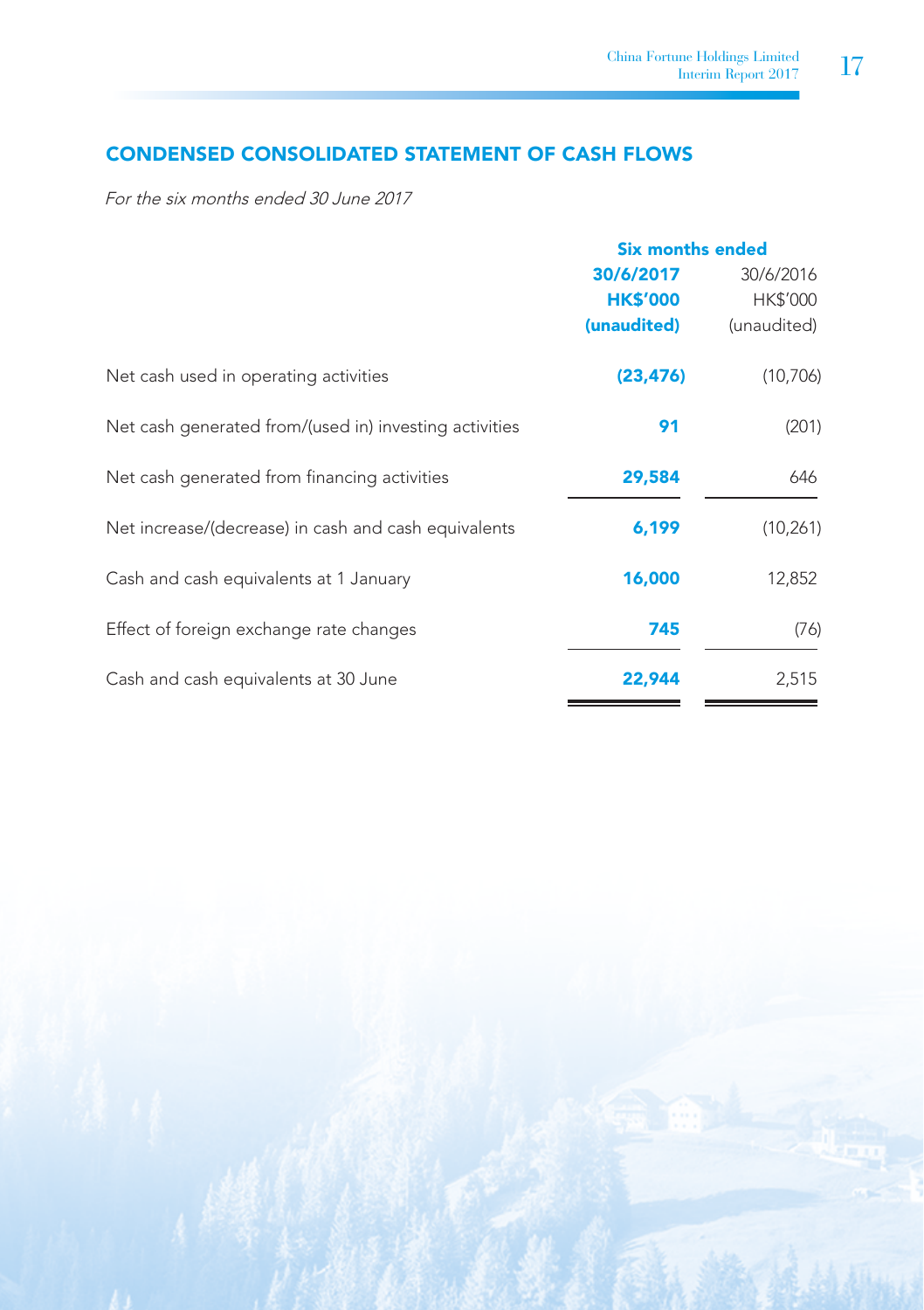## CONDENSED CONSOLIDATED STATEMENT OF CASH FLOWS

*For the six months ended 30 June 2017*

| | Six months ended | |
|---|---|---|
| | **30/6/2017** | 30/6/2016 |
| | **HK$'000** | HK$'000 |
| | **(unaudited)** | (unaudited) |
| Net cash used in operating activities | **(23,476)** | (10,706) |
| Net cash generated from/(used in) investing activities | **91** | (201) |
| Net cash generated from financing activities | **29,584** | 646 |
| Net increase/(decrease) in cash and cash equivalents | **6,199** | (10,261) |
| Cash and cash equivalents at 1 January | **16,000** | 12,852 |
| Effect of foreign exchange rate changes | **745** | (76) |
| Cash and cash equivalents at 30 June | **22,944** | 2,515 |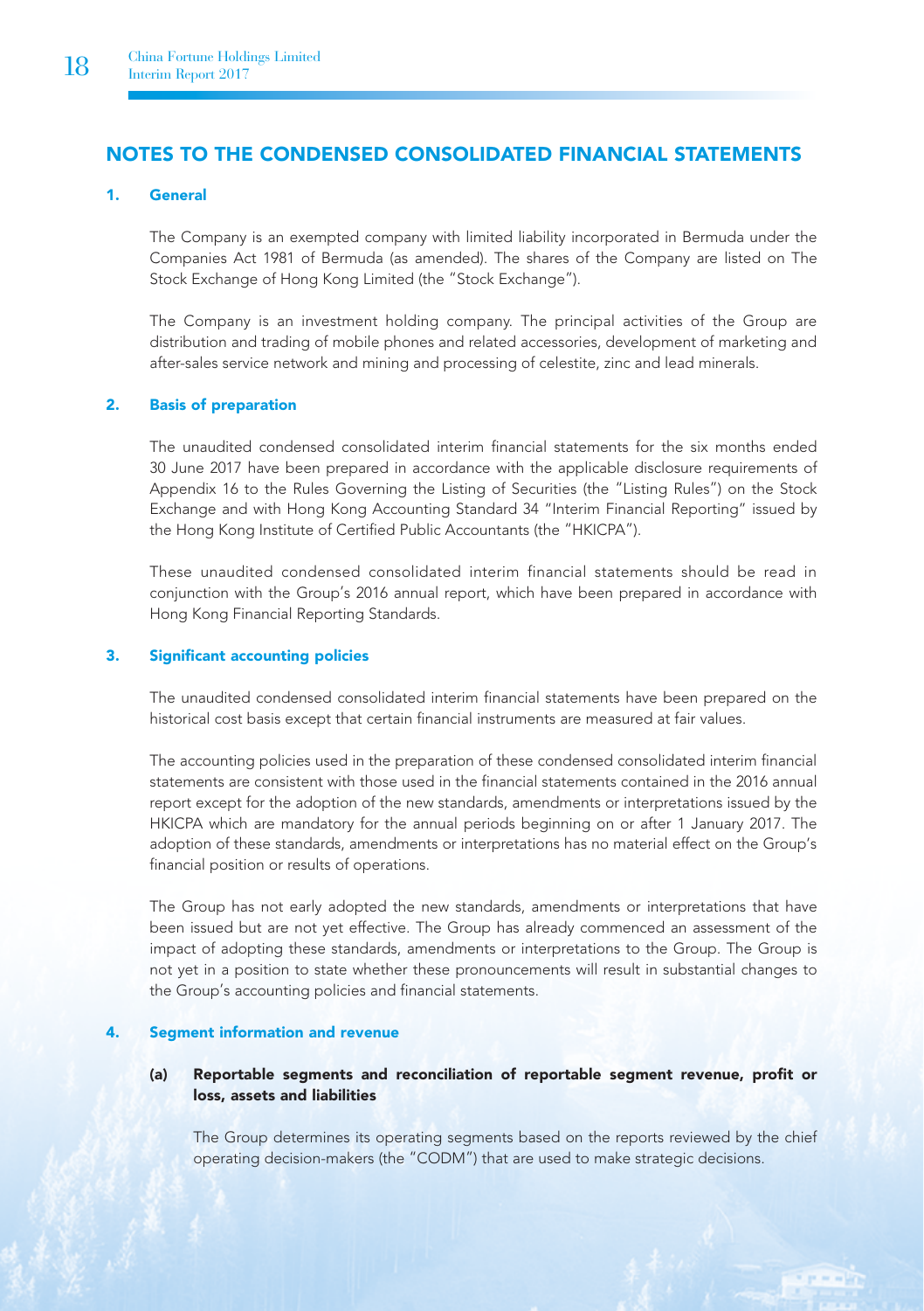## NOTES TO THE CONDENSED CONSOLIDATED FINANCIAL STATEMENTS

### 1. General

The Company is an exempted company with limited liability incorporated in Bermuda under the Companies Act 1981 of Bermuda (as amended). The shares of the Company are listed on The Stock Exchange of Hong Kong Limited (the "Stock Exchange").

The Company is an investment holding company. The principal activities of the Group are distribution and trading of mobile phones and related accessories, development of marketing and after-sales service network and mining and processing of celestite, zinc and lead minerals.

### 2. Basis of preparation

The unaudited condensed consolidated interim financial statements for the six months ended 30 June 2017 have been prepared in accordance with the applicable disclosure requirements of Appendix 16 to the Rules Governing the Listing of Securities (the "Listing Rules") on the Stock Exchange and with Hong Kong Accounting Standard 34 "Interim Financial Reporting" issued by the Hong Kong Institute of Certified Public Accountants (the "HKICPA").

These unaudited condensed consolidated interim financial statements should be read in conjunction with the Group's 2016 annual report, which have been prepared in accordance with Hong Kong Financial Reporting Standards.

### 3. Significant accounting policies

The unaudited condensed consolidated interim financial statements have been prepared on the historical cost basis except that certain financial instruments are measured at fair values.

The accounting policies used in the preparation of these condensed consolidated interim financial statements are consistent with those used in the financial statements contained in the 2016 annual report except for the adoption of the new standards, amendments or interpretations issued by the HKICPA which are mandatory for the annual periods beginning on or after 1 January 2017. The adoption of these standards, amendments or interpretations has no material effect on the Group's financial position or results of operations.

The Group has not early adopted the new standards, amendments or interpretations that have been issued but are not yet effective. The Group has already commenced an assessment of the impact of adopting these standards, amendments or interpretations to the Group. The Group is not yet in a position to state whether these pronouncements will result in substantial changes to the Group's accounting policies and financial statements.

### 4. Segment information and revenue

#### (a) Reportable segments and reconciliation of reportable segment revenue, profit or loss, assets and liabilities

The Group determines its operating segments based on the reports reviewed by the chief operating decision-makers (the "CODM") that are used to make strategic decisions.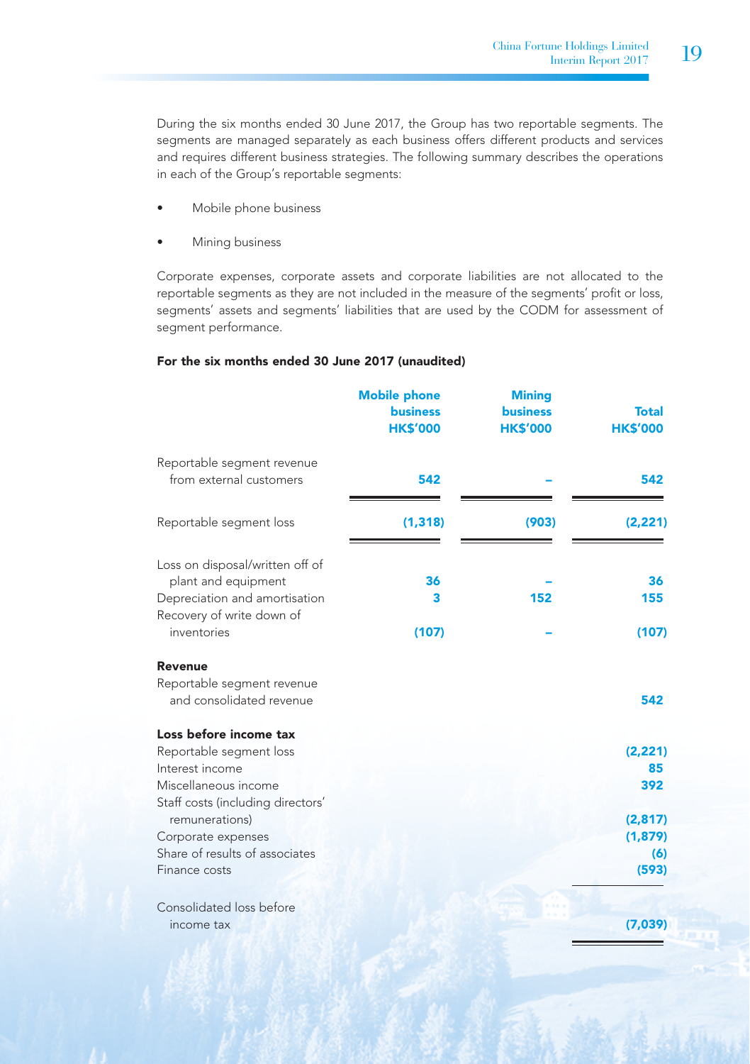During the six months ended 30 June 2017, the Group has two reportable segments. The segments are managed separately as each business offers different products and services and requires different business strategies. The following summary describes the operations in each of the Group's reportable segments:

- Mobile phone business
- Mining business

Corporate expenses, corporate assets and corporate liabilities are not allocated to the reportable segments as they are not included in the measure of the segments' profit or loss, segments' assets and segments' liabilities that are used by the CODM for assessment of segment performance.

**For the six months ended 30 June 2017 (unaudited)**

| | Mobile phone business HK$'000 | Mining business HK$'000 | Total HK$'000 |
|---|---|---|---|
| Reportable segment revenue from external customers | 542 | – | 542 |
| Reportable segment loss | (1,318) | (903) | (2,221) |
| Loss on disposal/written off of plant and equipment | 36 | – | 36 |
| Depreciation and amortisation | 3 | 152 | 155 |
| Recovery of write down of inventories | (107) | – | (107) |
| **Revenue** | | | |
| Reportable segment revenue and consolidated revenue | | | 542 |
| **Loss before income tax** | | | |
| Reportable segment loss | | | (2,221) |
| Interest income | | | 85 |
| Miscellaneous income | | | 392 |
| Staff costs (including directors' remunerations) | | | (2,817) |
| Corporate expenses | | | (1,879) |
| Share of results of associates | | | (6) |
| Finance costs | | | (593) |
| Consolidated loss before income tax | | | (7,039) |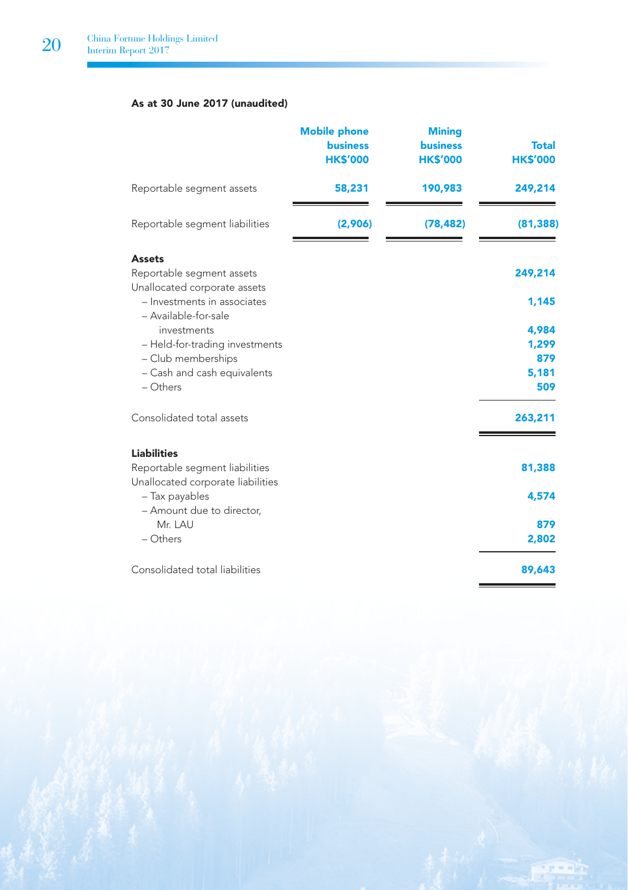**As at 30 June 2017 (unaudited)**

| | Mobile phone business HK$'000 | Mining business HK$'000 | Total HK$'000 |
|---|---|---|---|
| Reportable segment assets | 58,231 | 190,983 | 249,214 |
| Reportable segment liabilities | (2,906) | (78,482) | (81,388) |

| | HK$'000 |
|---|---|
| **Assets** | |
| Reportable segment assets | 249,214 |
| Unallocated corporate assets | |
| – Investments in associates | 1,145 |
| – Available-for-sale investments | 4,984 |
| – Held-for-trading investments | 1,299 |
| – Club memberships | 879 |
| – Cash and cash equivalents | 5,181 |
| – Others | 509 |
| Consolidated total assets | 263,211 |
| **Liabilities** | |
| Reportable segment liabilities | 81,388 |
| Unallocated corporate liabilities | |
| – Tax payables | 4,574 |
| – Amount due to director, Mr. LAU | 879 |
| – Others | 2,802 |
| Consolidated total liabilities | 89,643 |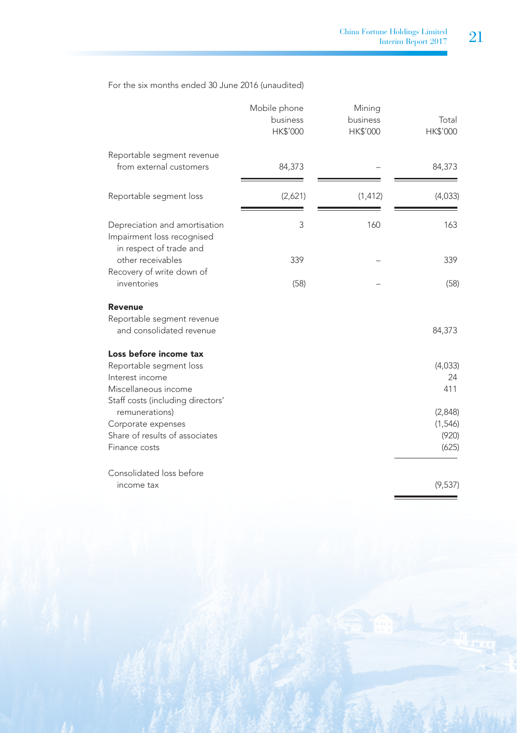For the six months ended 30 June 2016 (unaudited)

| | Mobile phone business HK$'000 | Mining business HK$'000 | Total HK$'000 |
|---|---|---|---|
| Reportable segment revenue from external customers | 84,373 | – | 84,373 |
| Reportable segment loss | (2,621) | (1,412) | (4,033) |
| Depreciation and amortisation | 3 | 160 | 163 |
| Impairment loss recognised in respect of trade and other receivables | 339 | – | 339 |
| Recovery of write down of inventories | (58) | – | (58) |
| **Revenue** | | | |
| Reportable segment revenue and consolidated revenue | | | 84,373 |
| **Loss before income tax** | | | |
| Reportable segment loss | | | (4,033) |
| Interest income | | | 24 |
| Miscellaneous income | | | 411 |
| Staff costs (including directors' remunerations) | | | (2,848) |
| Corporate expenses | | | (1,546) |
| Share of results of associates | | | (920) |
| Finance costs | | | (625) |
| Consolidated loss before income tax | | | (9,537) |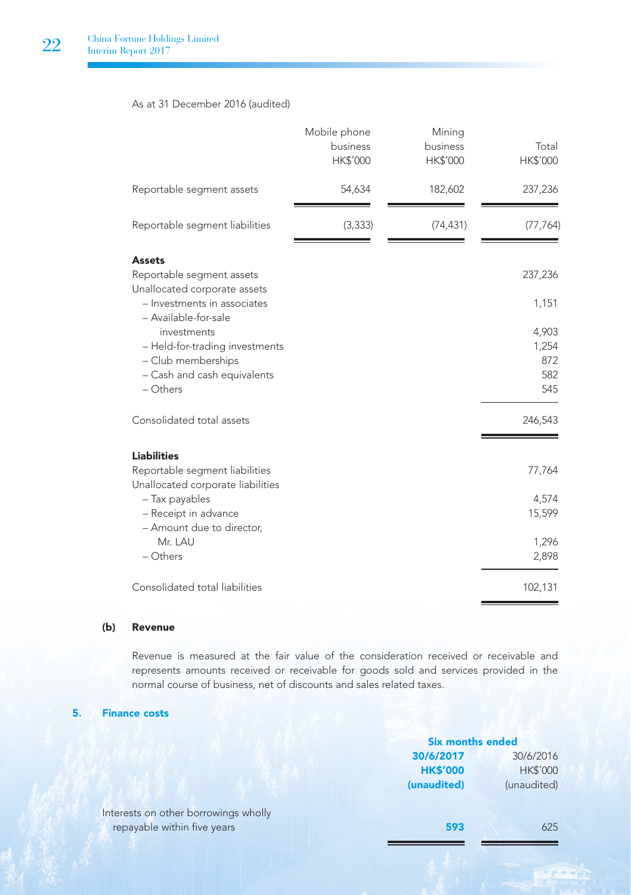As at 31 December 2016 (audited)

| | Mobile phone business HK$'000 | Mining business HK$'000 | Total HK$'000 |
|---|---|---|---|
| Reportable segment assets | 54,634 | 182,602 | 237,236 |
| Reportable segment liabilities | (3,333) | (74,431) | (77,764) |

| | |
|---|---|
| **Assets** | |
| Reportable segment assets | 237,236 |
| Unallocated corporate assets | |
| – Investments in associates | 1,151 |
| – Available-for-sale investments | 4,903 |
| – Held-for-trading investments | 1,254 |
| – Club memberships | 872 |
| – Cash and cash equivalents | 582 |
| – Others | 545 |
| Consolidated total assets | 246,543 |
| **Liabilities** | |
| Reportable segment liabilities | 77,764 |
| Unallocated corporate liabilities | |
| – Tax payables | 4,574 |
| – Receipt in advance | 15,599 |
| – Amount due to director, Mr. LAU | 1,296 |
| – Others | 2,898 |
| Consolidated total liabilities | 102,131 |

**(b) Revenue**

Revenue is measured at the fair value of the consideration received or receivable and represents amounts received or receivable for goods sold and services provided in the normal course of business, net of discounts and sales related taxes.

## 5. Finance costs

| | Six months ended | |
|---|---|---|
| | **30/6/2017 HK$'000 (unaudited)** | 30/6/2016 HK$'000 (unaudited) |
| Interests on other borrowings wholly repayable within five years | **593** | 625 |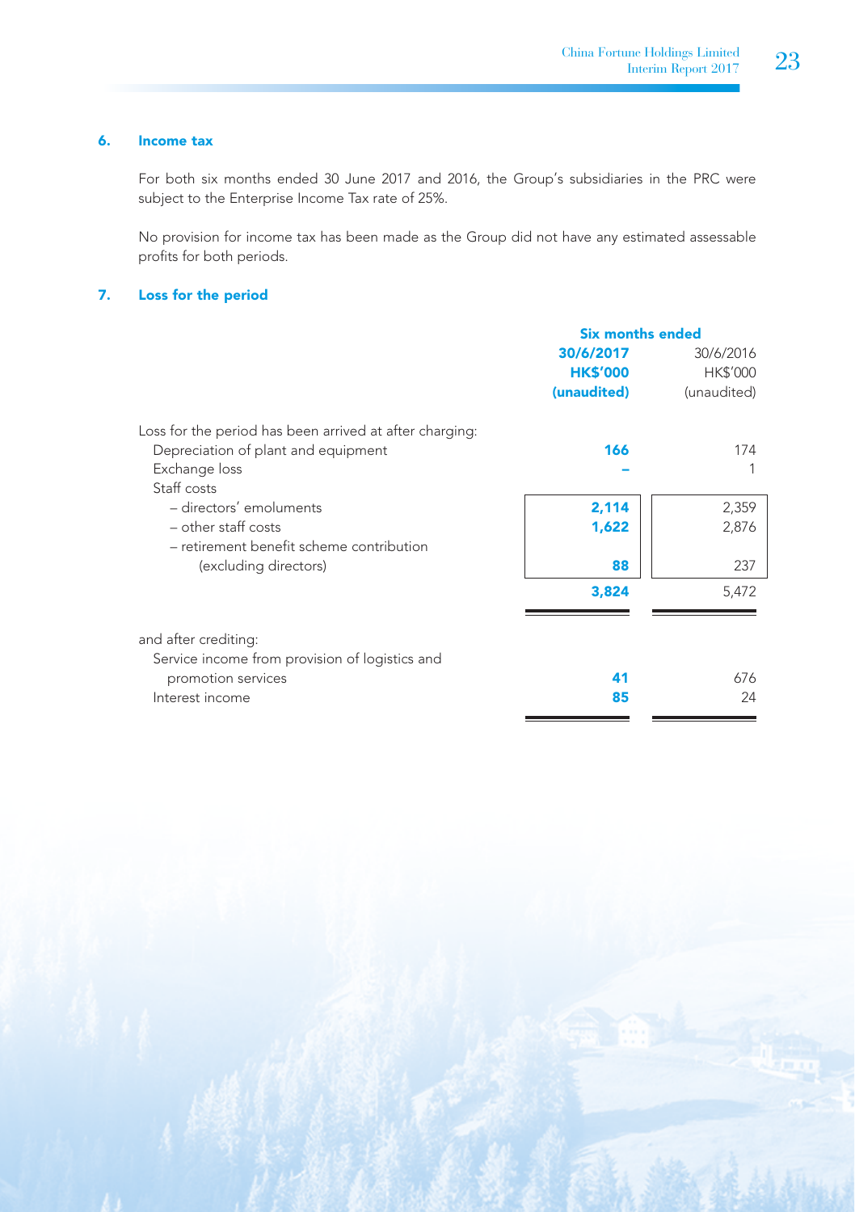## 6. Income tax

For both six months ended 30 June 2017 and 2016, the Group's subsidiaries in the PRC were subject to the Enterprise Income Tax rate of 25%.

No provision for income tax has been made as the Group did not have any estimated assessable profits for both periods.

## 7. Loss for the period

| | Six months ended | |
|---|---|---|
| | **30/6/2017** | 30/6/2016 |
| | **HK$'000** | HK$'000 |
| | **(unaudited)** | (unaudited) |
| Loss for the period has been arrived at after charging: | | |
| Depreciation of plant and equipment | **166** | 174 |
| Exchange loss | **–** | 1 |
| Staff costs | | |
| – directors' emoluments | **2,114** | 2,359 |
| – other staff costs | **1,622** | 2,876 |
| – retirement benefit scheme contribution (excluding directors) | **88** | 237 |
| | **3,824** | 5,472 |
| and after crediting: | | |
| Service income from provision of logistics and promotion services | **41** | 676 |
| Interest income | **85** | 24 |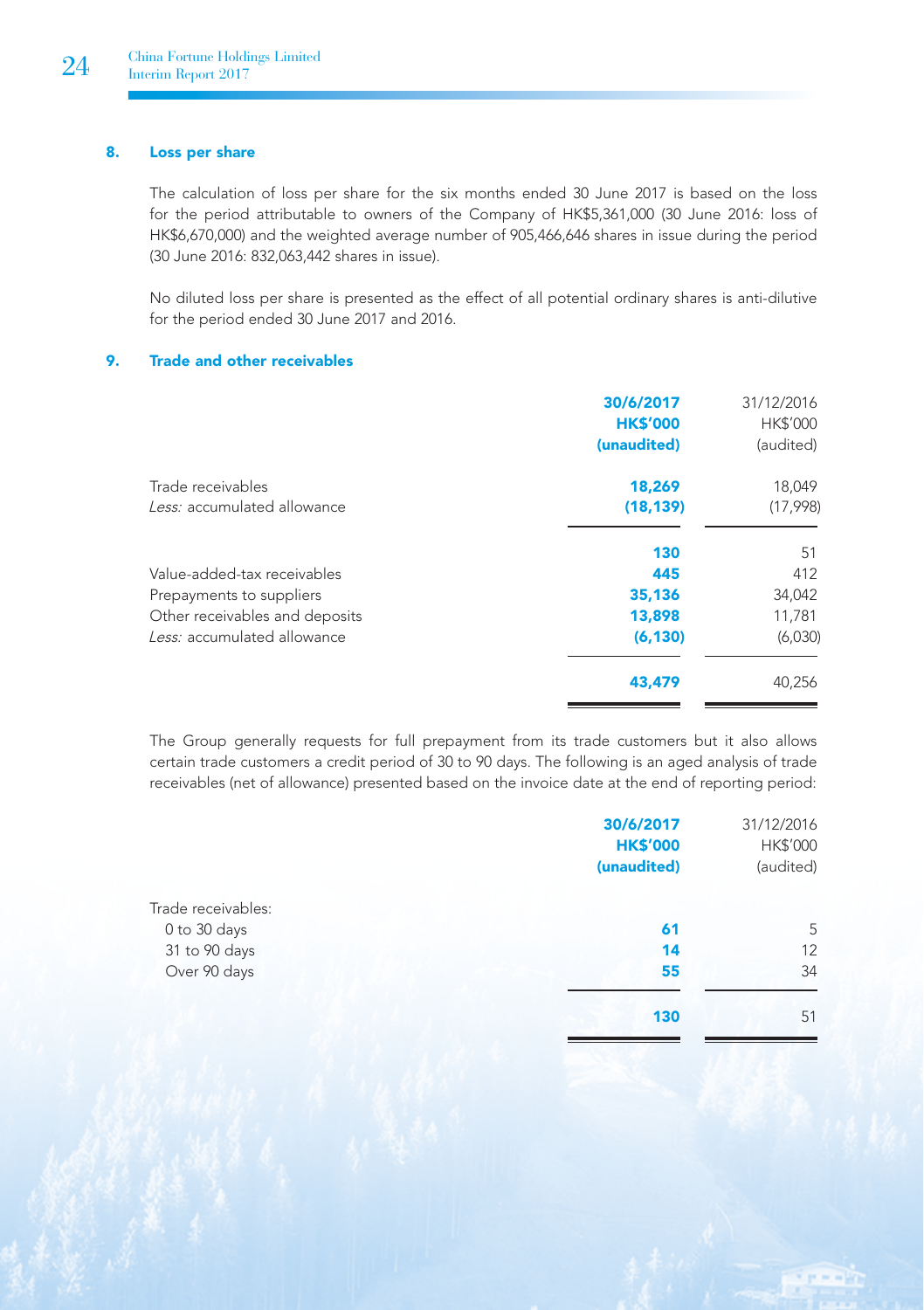## 8. Loss per share

The calculation of loss per share for the six months ended 30 June 2017 is based on the loss for the period attributable to owners of the Company of HK$5,361,000 (30 June 2016: loss of HK$6,670,000) and the weighted average number of 905,466,646 shares in issue during the period (30 June 2016: 832,063,442 shares in issue).

No diluted loss per share is presented as the effect of all potential ordinary shares is anti-dilutive for the period ended 30 June 2017 and 2016.

## 9. Trade and other receivables

| | **30/6/2017** | 31/12/2016 |
|---|---|---|
| | **HK$'000** | HK$'000 |
| | **(unaudited)** | (audited) |
| Trade receivables | **18,269** | 18,049 |
| *Less:* accumulated allowance | **(18,139)** | (17,998) |
| | **130** | 51 |
| Value-added-tax receivables | **445** | 412 |
| Prepayments to suppliers | **35,136** | 34,042 |
| Other receivables and deposits | **13,898** | 11,781 |
| *Less:* accumulated allowance | **(6,130)** | (6,030) |
| | **43,479** | 40,256 |

The Group generally requests for full prepayment from its trade customers but it also allows certain trade customers a credit period of 30 to 90 days. The following is an aged analysis of trade receivables (net of allowance) presented based on the invoice date at the end of reporting period:

| | **30/6/2017** | 31/12/2016 |
|---|---|---|
| | **HK$'000** | HK$'000 |
| | **(unaudited)** | (audited) |
| Trade receivables: | | |
| 0 to 30 days | **61** | 5 |
| 31 to 90 days | **14** | 12 |
| Over 90 days | **55** | 34 |
| | **130** | 51 |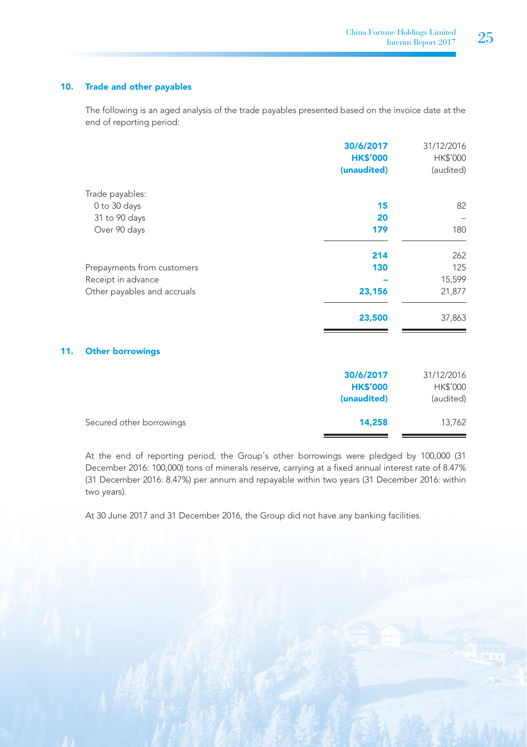## 10. Trade and other payables

The following is an aged analysis of the trade payables presented based on the invoice date at the end of reporting period:

| | **30/6/2017** | 31/12/2016 |
|---|---|---|
| | **HK$'000** | HK$'000 |
| | **(unaudited)** | (audited) |
| Trade payables: | | |
| 0 to 30 days | **15** | 82 |
| 31 to 90 days | **20** | – |
| Over 90 days | **179** | 180 |
| | **214** | 262 |
| Prepayments from customers | **130** | 125 |
| Receipt in advance | **–** | 15,599 |
| Other payables and accruals | **23,156** | 21,877 |
| | **23,500** | 37,863 |

## 11. Other borrowings

| | **30/6/2017** | 31/12/2016 |
|---|---|---|
| | **HK$'000** | HK$'000 |
| | **(unaudited)** | (audited) |
| Secured other borrowings | **14,258** | 13,762 |

At the end of reporting period, the Group's other borrowings were pledged by 100,000 (31 December 2016: 100,000) tons of minerals reserve, carrying at a fixed annual interest rate of 8.47% (31 December 2016: 8.47%) per annum and repayable within two years (31 December 2016: within two years).

At 30 June 2017 and 31 December 2016, the Group did not have any banking facilities.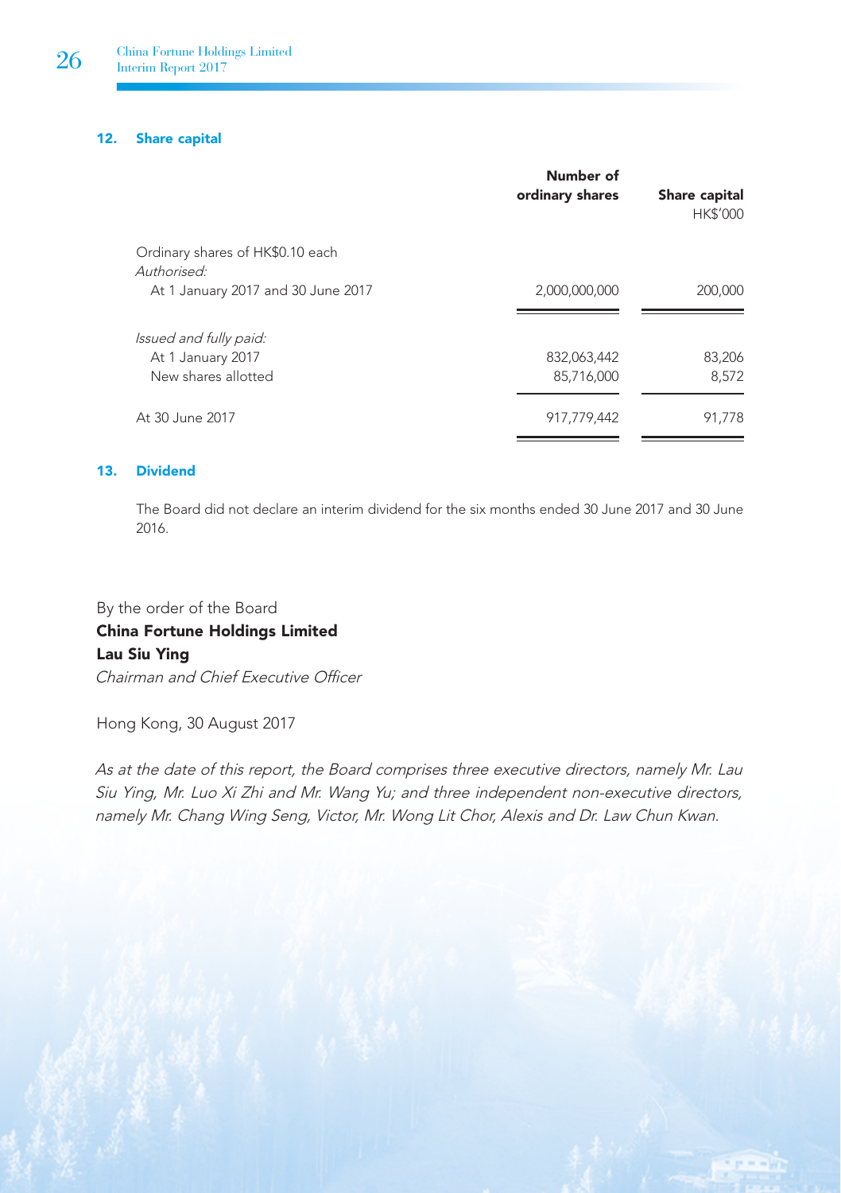## 12. Share capital

| | Number of ordinary shares | Share capital HK$'000 |
|---|---|---|
| Ordinary shares of HK$0.10 each | | |
| *Authorised:* | | |
| At 1 January 2017 and 30 June 2017 | 2,000,000,000 | 200,000 |
| *Issued and fully paid:* | | |
| At 1 January 2017 | 832,063,442 | 83,206 |
| New shares allotted | 85,716,000 | 8,572 |
| At 30 June 2017 | 917,779,442 | 91,778 |

## 13. Dividend

The Board did not declare an interim dividend for the six months ended 30 June 2017 and 30 June 2016.

By the order of the Board
**China Fortune Holdings Limited**
**Lau Siu Ying**
*Chairman and Chief Executive Officer*

Hong Kong, 30 August 2017

*As at the date of this report, the Board comprises three executive directors, namely Mr. Lau Siu Ying, Mr. Luo Xi Zhi and Mr. Wang Yu; and three independent non-executive directors, namely Mr. Chang Wing Seng, Victor, Mr. Wong Lit Chor, Alexis and Dr. Law Chun Kwan.*